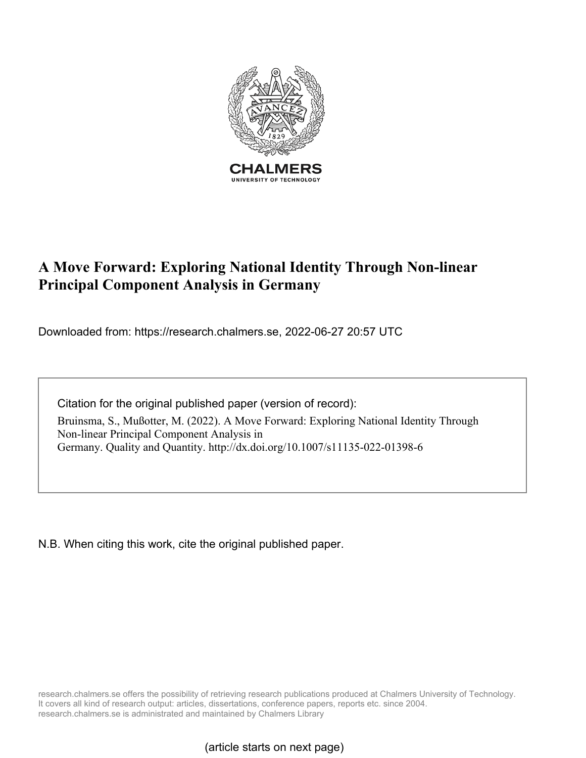CHALMERS
UNIVERSITY OF TECHNOLOGY

# A Move Forward: Exploring National Identity Through Non-linear Principal Component Analysis in Germany

Downloaded from: https://research.chalmers.se, 2022-06-27 20:57 UTC

Citation for the original published paper (version of record):

Bruinsma, S., Mußotter, M. (2022). A Move Forward: Exploring National Identity Through Non-linear Principal Component Analysis in Germany. Quality and Quantity. http://dx.doi.org/10.1007/s11135-022-01398-6

N.B. When citing this work, cite the original published paper.

research.chalmers.se offers the possibility of retrieving research publications produced at Chalmers University of Technology. It covers all kind of research output: articles, dissertations, conference papers, reports etc. since 2004. research.chalmers.se is administrated and maintained by Chalmers Library

(article starts on next page)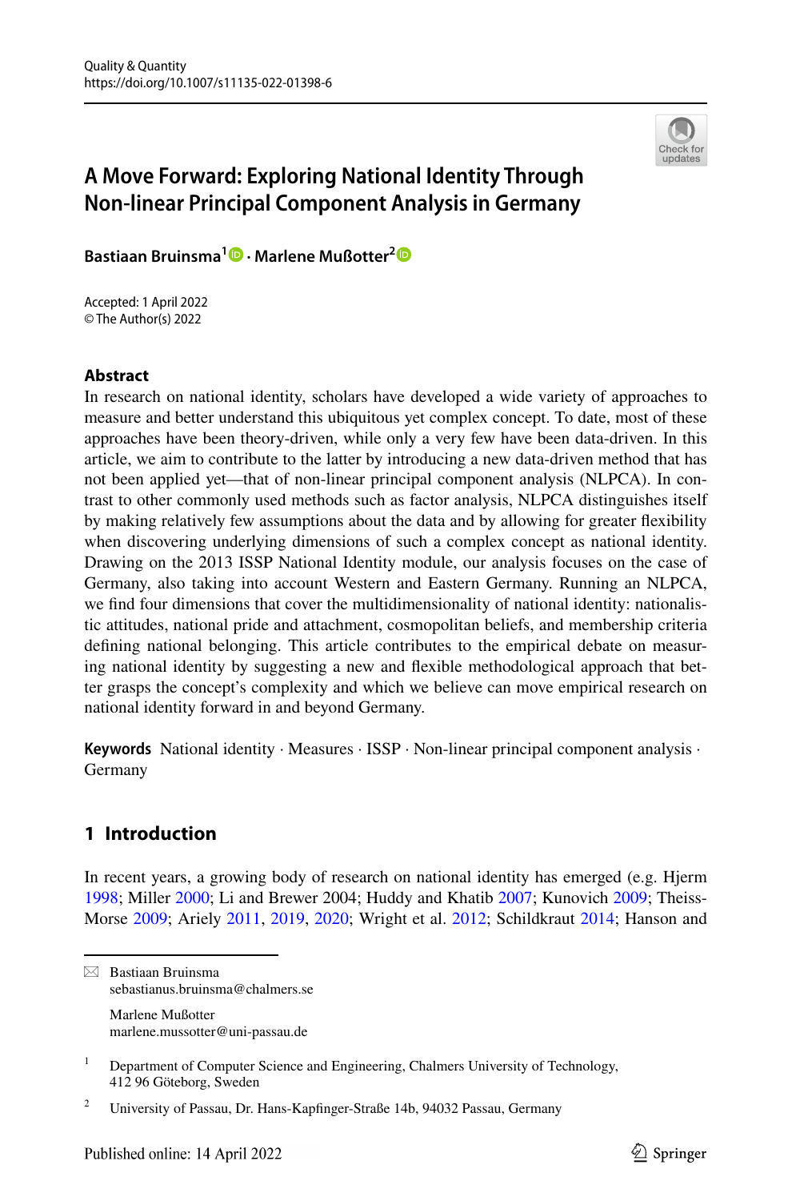# A Move Forward: Exploring National Identity Through Non-linear Principal Component Analysis in Germany

**Bastiaan Bruinsma**[1] · **Marlene Mußotter**[2]

Accepted: 1 April 2022
© The Author(s) 2022

## Abstract

In research on national identity, scholars have developed a wide variety of approaches to measure and better understand this ubiquitous yet complex concept. To date, most of these approaches have been theory-driven, while only a very few have been data-driven. In this article, we aim to contribute to the latter by introducing a new data-driven method that has not been applied yet—that of non-linear principal component analysis (NLPCA). In contrast to other commonly used methods such as factor analysis, NLPCA distinguishes itself by making relatively few assumptions about the data and by allowing for greater flexibility when discovering underlying dimensions of such a complex concept as national identity. Drawing on the 2013 ISSP National Identity module, our analysis focuses on the case of Germany, also taking into account Western and Eastern Germany. Running an NLPCA, we find four dimensions that cover the multidimensionality of national identity: nationalistic attitudes, national pride and attachment, cosmopolitan beliefs, and membership criteria defining national belonging. This article contributes to the empirical debate on measuring national identity by suggesting a new and flexible methodological approach that better grasps the concept's complexity and which we believe can move empirical research on national identity forward in and beyond Germany.

**Keywords** National identity · Measures · ISSP · Non-linear principal component analysis · Germany

## 1 Introduction

In recent years, a growing body of research on national identity has emerged (e.g. Hjerm 1998; Miller 2000; Li and Brewer 2004; Huddy and Khatib 2007; Kunovich 2009; Theiss-Morse 2009; Ariely 2011, 2019, 2020; Wright et al. 2012; Schildkraut 2014; Hanson and

---

✉ Bastiaan Bruinsma
sebastianus.bruinsma@chalmers.se

Marlene Mußotter
marlene.mussotter@uni-passau.de

[1] Department of Computer Science and Engineering, Chalmers University of Technology, 412 96 Göteborg, Sweden

[2] University of Passau, Dr. Hans-Kapfinger-Straße 14b, 94032 Passau, Germany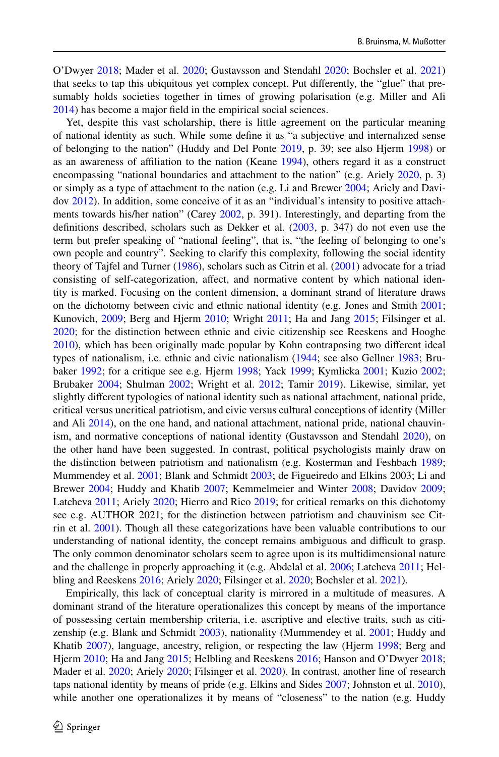O'Dwyer 2018; Mader et al. 2020; Gustavsson and Stendahl 2020; Bochsler et al. 2021) that seeks to tap this ubiquitous yet complex concept. Put differently, the "glue" that presumably holds societies together in times of growing polarisation (e.g. Miller and Ali 2014) has become a major field in the empirical social sciences.

Yet, despite this vast scholarship, there is little agreement on the particular meaning of national identity as such. While some define it as "a subjective and internalized sense of belonging to the nation" (Huddy and Del Ponte 2019, p. 39; see also Hjerm 1998) or as an awareness of affiliation to the nation (Keane 1994), others regard it as a construct encompassing "national boundaries and attachment to the nation" (e.g. Ariely 2020, p. 3) or simply as a type of attachment to the nation (e.g. Li and Brewer 2004; Ariely and Davidov 2012). In addition, some conceive of it as an "individual's intensity to positive attachments towards his/her nation" (Carey 2002, p. 391). Interestingly, and departing from the definitions described, scholars such as Dekker et al. (2003, p. 347) do not even use the term but prefer speaking of "national feeling", that is, "the feeling of belonging to one's own people and country". Seeking to clarify this complexity, following the social identity theory of Tajfel and Turner (1986), scholars such as Citrin et al. (2001) advocate for a triad consisting of self-categorization, affect, and normative content by which national identity is marked. Focusing on the content dimension, a dominant strand of literature draws on the dichotomy between civic and ethnic national identity (e.g. Jones and Smith 2001; Kunovich, 2009; Berg and Hjerm 2010; Wright 2011; Ha and Jang 2015; Filsinger et al. 2020; for the distinction between ethnic and civic citizenship see Reeskens and Hooghe 2010), which has been originally made popular by Kohn contraposing two different ideal types of nationalism, i.e. ethnic and civic nationalism (1944; see also Gellner 1983; Brubaker 1992; for a critique see e.g. Hjerm 1998; Yack 1999; Kymlicka 2001; Kuzio 2002; Brubaker 2004; Shulman 2002; Wright et al. 2012; Tamir 2019). Likewise, similar, yet slightly different typologies of national identity such as national attachment, national pride, critical versus uncritical patriotism, and civic versus cultural conceptions of identity (Miller and Ali 2014), on the one hand, and national attachment, national pride, national chauvinism, and normative conceptions of national identity (Gustavsson and Stendahl 2020), on the other hand have been suggested. In contrast, political psychologists mainly draw on the distinction between patriotism and nationalism (e.g. Kosterman and Feshbach 1989; Mummendey et al. 2001; Blank and Schmidt 2003; de Figueiredo and Elkins 2003; Li and Brewer 2004; Huddy and Khatib 2007; Kemmelmeier and Winter 2008; Davidov 2009; Latcheva 2011; Ariely 2020; Hierro and Rico 2019; for critical remarks on this dichotomy see e.g. AUTHOR 2021; for the distinction between patriotism and chauvinism see Citrin et al. 2001). Though all these categorizations have been valuable contributions to our understanding of national identity, the concept remains ambiguous and difficult to grasp. The only common denominator scholars seem to agree upon is its multidimensional nature and the challenge in properly approaching it (e.g. Abdelal et al. 2006; Latcheva 2011; Helbling and Reeskens 2016; Ariely 2020; Filsinger et al. 2020; Bochsler et al. 2021).

Empirically, this lack of conceptual clarity is mirrored in a multitude of measures. A dominant strand of the literature operationalizes this concept by means of the importance of possessing certain membership criteria, i.e. ascriptive and elective traits, such as citizenship (e.g. Blank and Schmidt 2003), nationality (Mummendey et al. 2001; Huddy and Khatib 2007), language, ancestry, religion, or respecting the law (Hjerm 1998; Berg and Hjerm 2010; Ha and Jang 2015; Helbling and Reeskens 2016; Hanson and O'Dwyer 2018; Mader et al. 2020; Ariely 2020; Filsinger et al. 2020). In contrast, another line of research taps national identity by means of pride (e.g. Elkins and Sides 2007; Johnston et al. 2010), while another one operationalizes it by means of "closeness" to the nation (e.g. Huddy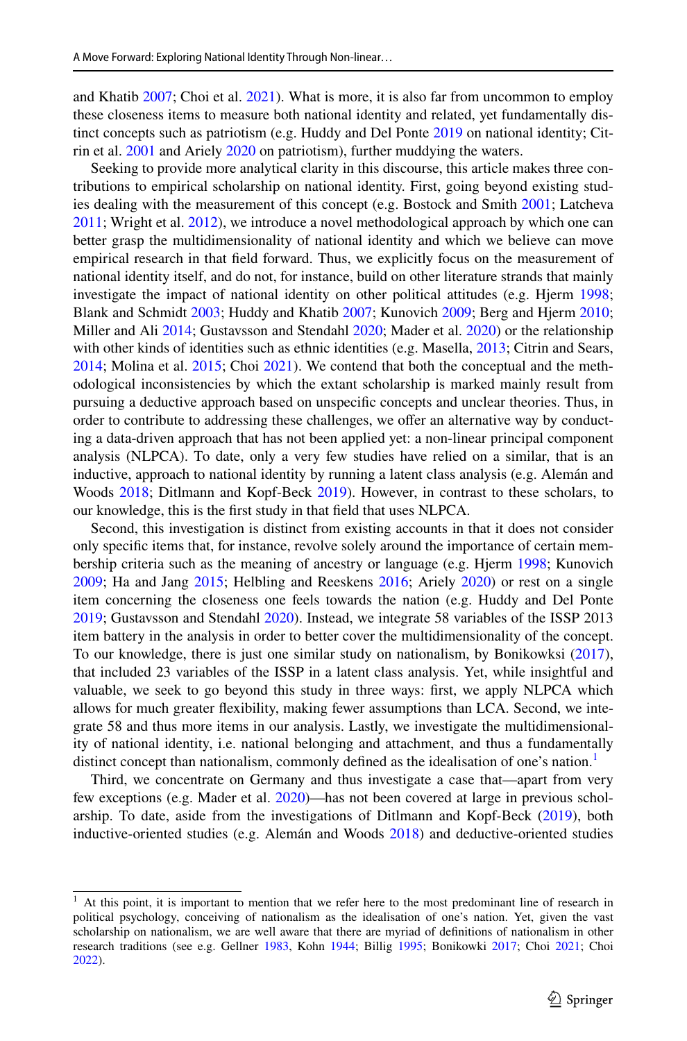and Khatib 2007; Choi et al. 2021). What is more, it is also far from uncommon to employ these closeness items to measure both national identity and related, yet fundamentally distinct concepts such as patriotism (e.g. Huddy and Del Ponte 2019 on national identity; Citrin et al. 2001 and Ariely 2020 on patriotism), further muddying the waters.

Seeking to provide more analytical clarity in this discourse, this article makes three contributions to empirical scholarship on national identity. First, going beyond existing studies dealing with the measurement of this concept (e.g. Bostock and Smith 2001; Latcheva 2011; Wright et al. 2012), we introduce a novel methodological approach by which one can better grasp the multidimensionality of national identity and which we believe can move empirical research in that field forward. Thus, we explicitly focus on the measurement of national identity itself, and do not, for instance, build on other literature strands that mainly investigate the impact of national identity on other political attitudes (e.g. Hjerm 1998; Blank and Schmidt 2003; Huddy and Khatib 2007; Kunovich 2009; Berg and Hjerm 2010; Miller and Ali 2014; Gustavsson and Stendahl 2020; Mader et al. 2020) or the relationship with other kinds of identities such as ethnic identities (e.g. Masella, 2013; Citrin and Sears, 2014; Molina et al. 2015; Choi 2021). We contend that both the conceptual and the methodological inconsistencies by which the extant scholarship is marked mainly result from pursuing a deductive approach based on unspecific concepts and unclear theories. Thus, in order to contribute to addressing these challenges, we offer an alternative way by conducting a data-driven approach that has not been applied yet: a non-linear principal component analysis (NLPCA). To date, only a very few studies have relied on a similar, that is an inductive, approach to national identity by running a latent class analysis (e.g. Alemán and Woods 2018; Ditlmann and Kopf-Beck 2019). However, in contrast to these scholars, to our knowledge, this is the first study in that field that uses NLPCA.

Second, this investigation is distinct from existing accounts in that it does not consider only specific items that, for instance, revolve solely around the importance of certain membership criteria such as the meaning of ancestry or language (e.g. Hjerm 1998; Kunovich 2009; Ha and Jang 2015; Helbling and Reeskens 2016; Ariely 2020) or rest on a single item concerning the closeness one feels towards the nation (e.g. Huddy and Del Ponte 2019; Gustavsson and Stendahl 2020). Instead, we integrate 58 variables of the ISSP 2013 item battery in the analysis in order to better cover the multidimensionality of the concept. To our knowledge, there is just one similar study on nationalism, by Bonikowksi (2017), that included 23 variables of the ISSP in a latent class analysis. Yet, while insightful and valuable, we seek to go beyond this study in three ways: first, we apply NLPCA which allows for much greater flexibility, making fewer assumptions than LCA. Second, we integrate 58 and thus more items in our analysis. Lastly, we investigate the multidimensionality of national identity, i.e. national belonging and attachment, and thus a fundamentally distinct concept than nationalism, commonly defined as the idealisation of one's nation.[1]

Third, we concentrate on Germany and thus investigate a case that—apart from very few exceptions (e.g. Mader et al. 2020)—has not been covered at large in previous scholarship. To date, aside from the investigations of Ditlmann and Kopf-Beck (2019), both inductive-oriented studies (e.g. Alemán and Woods 2018) and deductive-oriented studies

[1] At this point, it is important to mention that we refer here to the most predominant line of research in political psychology, conceiving of nationalism as the idealisation of one's nation. Yet, given the vast scholarship on nationalism, we are well aware that there are myriad of definitions of nationalism in other research traditions (see e.g. Gellner 1983, Kohn 1944; Billig 1995; Bonikowki 2017; Choi 2021; Choi 2022).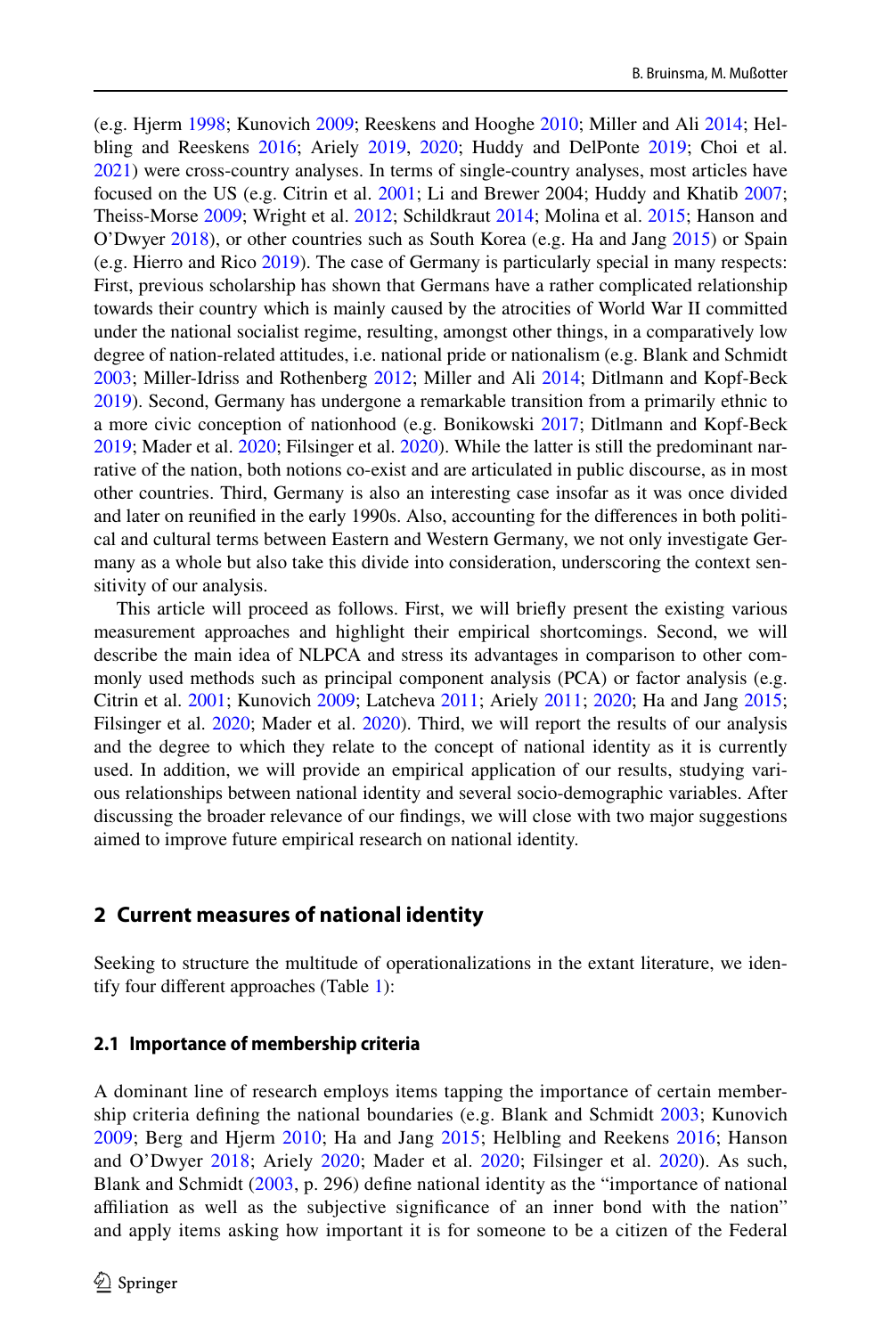(e.g. Hjerm 1998; Kunovich 2009; Reeskens and Hooghe 2010; Miller and Ali 2014; Helbling and Reeskens 2016; Ariely 2019, 2020; Huddy and DelPonte 2019; Choi et al. 2021) were cross-country analyses. In terms of single-country analyses, most articles have focused on the US (e.g. Citrin et al. 2001; Li and Brewer 2004; Huddy and Khatib 2007; Theiss-Morse 2009; Wright et al. 2012; Schildkraut 2014; Molina et al. 2015; Hanson and O'Dwyer 2018), or other countries such as South Korea (e.g. Ha and Jang 2015) or Spain (e.g. Hierro and Rico 2019). The case of Germany is particularly special in many respects: First, previous scholarship has shown that Germans have a rather complicated relationship towards their country which is mainly caused by the atrocities of World War II committed under the national socialist regime, resulting, amongst other things, in a comparatively low degree of nation-related attitudes, i.e. national pride or nationalism (e.g. Blank and Schmidt 2003; Miller-Idriss and Rothenberg 2012; Miller and Ali 2014; Ditlmann and Kopf-Beck 2019). Second, Germany has undergone a remarkable transition from a primarily ethnic to a more civic conception of nationhood (e.g. Bonikowski 2017; Ditlmann and Kopf-Beck 2019; Mader et al. 2020; Filsinger et al. 2020). While the latter is still the predominant narrative of the nation, both notions co-exist and are articulated in public discourse, as in most other countries. Third, Germany is also an interesting case insofar as it was once divided and later on reunified in the early 1990s. Also, accounting for the differences in both political and cultural terms between Eastern and Western Germany, we not only investigate Germany as a whole but also take this divide into consideration, underscoring the context sensitivity of our analysis.

This article will proceed as follows. First, we will briefly present the existing various measurement approaches and highlight their empirical shortcomings. Second, we will describe the main idea of NLPCA and stress its advantages in comparison to other commonly used methods such as principal component analysis (PCA) or factor analysis (e.g. Citrin et al. 2001; Kunovich 2009; Latcheva 2011; Ariely 2011; 2020; Ha and Jang 2015; Filsinger et al. 2020; Mader et al. 2020). Third, we will report the results of our analysis and the degree to which they relate to the concept of national identity as it is currently used. In addition, we will provide an empirical application of our results, studying various relationships between national identity and several socio-demographic variables. After discussing the broader relevance of our findings, we will close with two major suggestions aimed to improve future empirical research on national identity.

## 2 Current measures of national identity

Seeking to structure the multitude of operationalizations in the extant literature, we identify four different approaches (Table 1):

### 2.1 Importance of membership criteria

A dominant line of research employs items tapping the importance of certain membership criteria defining the national boundaries (e.g. Blank and Schmidt 2003; Kunovich 2009; Berg and Hjerm 2010; Ha and Jang 2015; Helbling and Reekens 2016; Hanson and O'Dwyer 2018; Ariely 2020; Mader et al. 2020; Filsinger et al. 2020). As such, Blank and Schmidt (2003, p. 296) define national identity as the "importance of national affiliation as well as the subjective significance of an inner bond with the nation" and apply items asking how important it is for someone to be a citizen of the Federal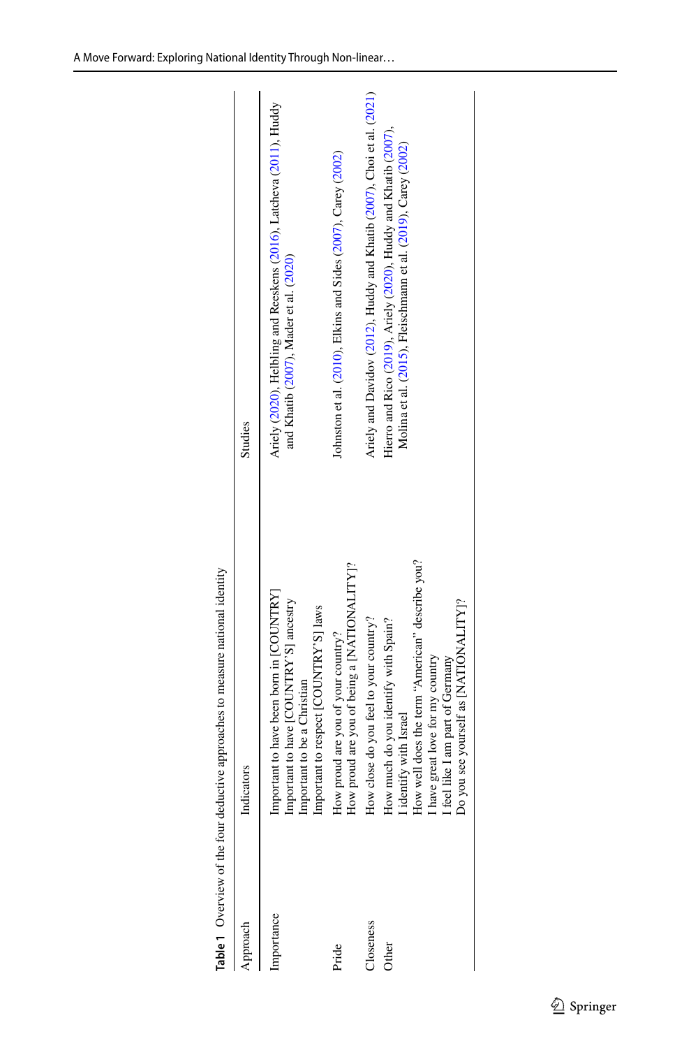**Table 1** Overview of the four deductive approaches to measure national identity

| Approach | Indicators | Studies |
|---|---|---|
| Importance | Important to have been born in [COUNTRY]<br>Important to have [COUNTRY'S] ancestry<br>Important to be a Christian<br>Important to respect [COUNTRY'S] laws | Ariely (2020), Helbling and Reeskens (2016), Latcheva (2011), Huddy and Khatib (2007), Mader et al. (2020) |
| Pride | How proud are you of your country?<br>How proud are you of being a [NATIONALITY]? | Johnston et al. (2010), Elkins and Sides (2007), Carey (2002) |
| Closeness | How close do you feel to your country? | Ariely and Davidov (2012), Huddy and Khatib (2007), Choi et al. (2021) |
| Other | How much do you identify with Spain?<br>I identify with Israel<br>How well does the term "American" describe you?<br>I have great love for my country<br>I feel like I am part of Germany<br>Do you see yourself as [NATIONALITY]? | Hierro and Rico (2019), Ariely (2020), Huddy and Khatib (2007), Molina et al. (2015), Fleischmann et al. (2019), Carey (2002) |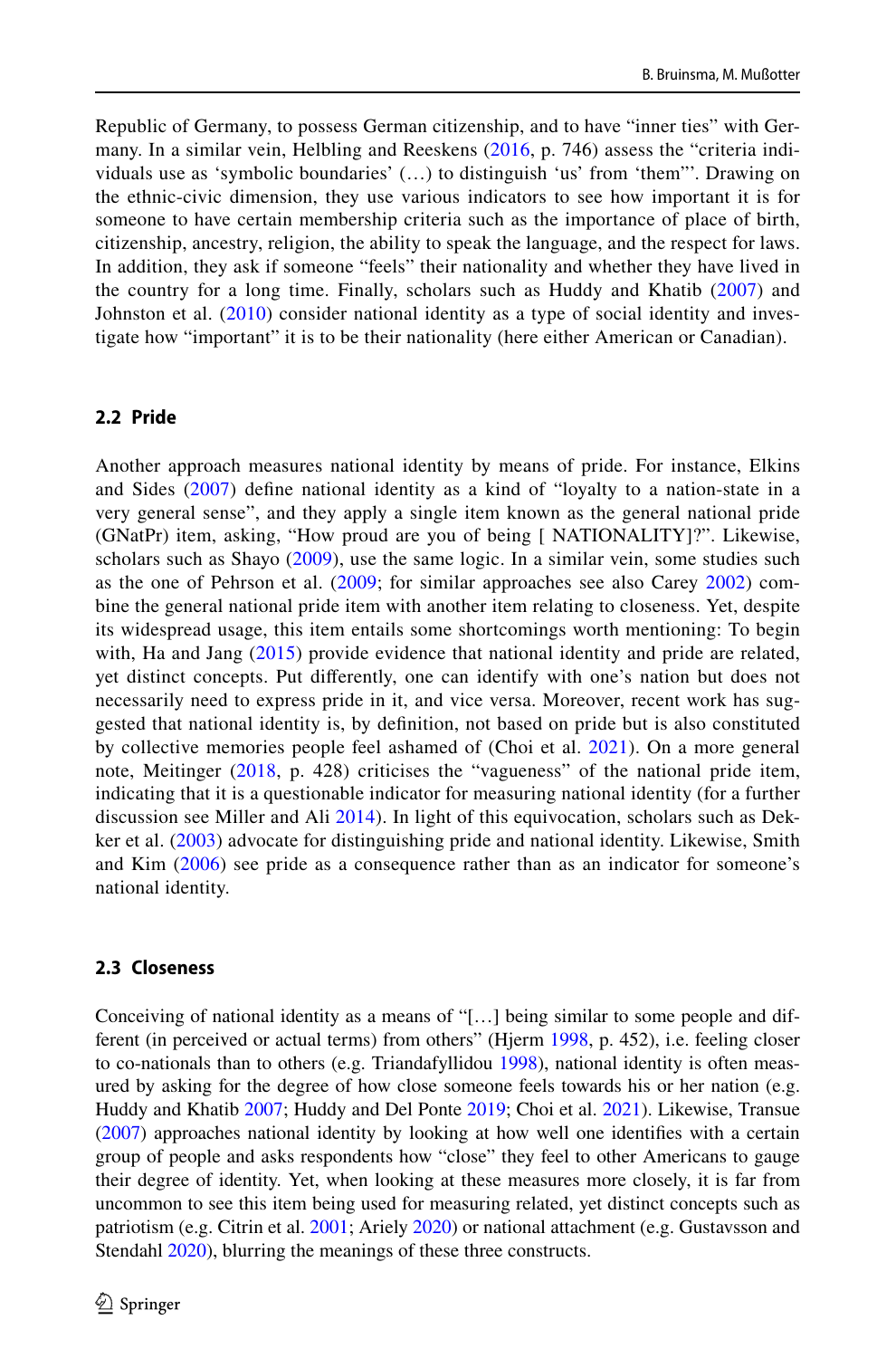Republic of Germany, to possess German citizenship, and to have "inner ties" with Germany. In a similar vein, Helbling and Reeskens (2016, p. 746) assess the "criteria individuals use as 'symbolic boundaries' (…) to distinguish 'us' from 'them'". Drawing on the ethnic-civic dimension, they use various indicators to see how important it is for someone to have certain membership criteria such as the importance of place of birth, citizenship, ancestry, religion, the ability to speak the language, and the respect for laws. In addition, they ask if someone "feels" their nationality and whether they have lived in the country for a long time. Finally, scholars such as Huddy and Khatib (2007) and Johnston et al. (2010) consider national identity as a type of social identity and investigate how "important" it is to be their nationality (here either American or Canadian).

### 2.2 Pride

Another approach measures national identity by means of pride. For instance, Elkins and Sides (2007) define national identity as a kind of "loyalty to a nation-state in a very general sense", and they apply a single item known as the general national pride (GNatPr) item, asking, "How proud are you of being [ NATIONALITY]?". Likewise, scholars such as Shayo (2009), use the same logic. In a similar vein, some studies such as the one of Pehrson et al. (2009; for similar approaches see also Carey 2002) combine the general national pride item with another item relating to closeness. Yet, despite its widespread usage, this item entails some shortcomings worth mentioning: To begin with, Ha and Jang (2015) provide evidence that national identity and pride are related, yet distinct concepts. Put differently, one can identify with one's nation but does not necessarily need to express pride in it, and vice versa. Moreover, recent work has suggested that national identity is, by definition, not based on pride but is also constituted by collective memories people feel ashamed of (Choi et al. 2021). On a more general note, Meitinger (2018, p. 428) criticises the "vagueness" of the national pride item, indicating that it is a questionable indicator for measuring national identity (for a further discussion see Miller and Ali 2014). In light of this equivocation, scholars such as Dekker et al. (2003) advocate for distinguishing pride and national identity. Likewise, Smith and Kim (2006) see pride as a consequence rather than as an indicator for someone's national identity.

### 2.3 Closeness

Conceiving of national identity as a means of "[…] being similar to some people and different (in perceived or actual terms) from others" (Hjerm 1998, p. 452), i.e. feeling closer to co-nationals than to others (e.g. Triandafyllidou 1998), national identity is often measured by asking for the degree of how close someone feels towards his or her nation (e.g. Huddy and Khatib 2007; Huddy and Del Ponte 2019; Choi et al. 2021). Likewise, Transue (2007) approaches national identity by looking at how well one identifies with a certain group of people and asks respondents how "close" they feel to other Americans to gauge their degree of identity. Yet, when looking at these measures more closely, it is far from uncommon to see this item being used for measuring related, yet distinct concepts such as patriotism (e.g. Citrin et al. 2001; Ariely 2020) or national attachment (e.g. Gustavsson and Stendahl 2020), blurring the meanings of these three constructs.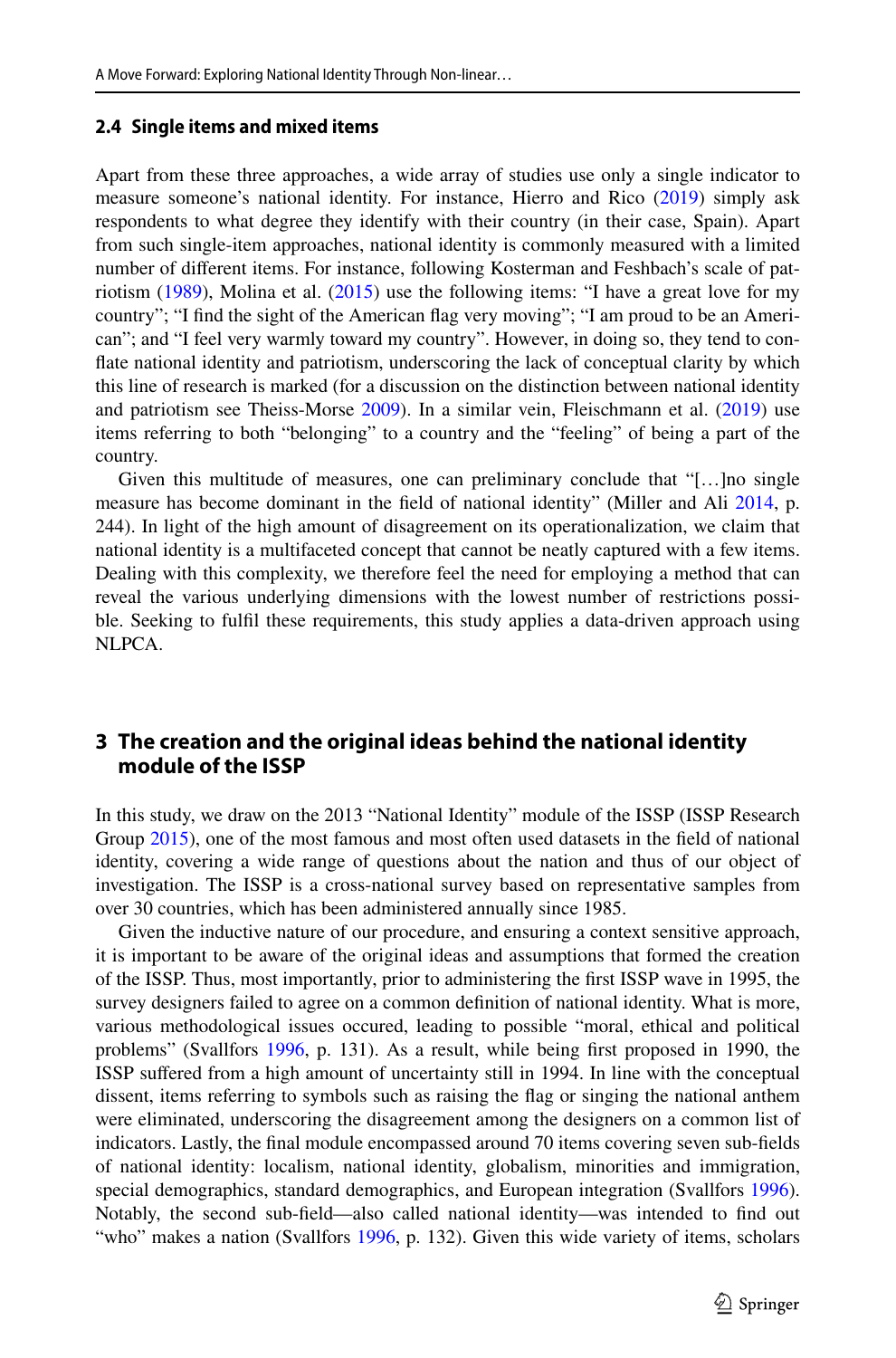### 2.4 Single items and mixed items

Apart from these three approaches, a wide array of studies use only a single indicator to measure someone's national identity. For instance, Hierro and Rico (2019) simply ask respondents to what degree they identify with their country (in their case, Spain). Apart from such single-item approaches, national identity is commonly measured with a limited number of different items. For instance, following Kosterman and Feshbach's scale of patriotism (1989), Molina et al. (2015) use the following items: "I have a great love for my country"; "I find the sight of the American flag very moving"; "I am proud to be an American"; and "I feel very warmly toward my country". However, in doing so, they tend to conflate national identity and patriotism, underscoring the lack of conceptual clarity by which this line of research is marked (for a discussion on the distinction between national identity and patriotism see Theiss-Morse 2009). In a similar vein, Fleischmann et al. (2019) use items referring to both "belonging" to a country and the "feeling" of being a part of the country.

Given this multitude of measures, one can preliminary conclude that "[…]no single measure has become dominant in the field of national identity" (Miller and Ali 2014, p. 244). In light of the high amount of disagreement on its operationalization, we claim that national identity is a multifaceted concept that cannot be neatly captured with a few items. Dealing with this complexity, we therefore feel the need for employing a method that can reveal the various underlying dimensions with the lowest number of restrictions possible. Seeking to fulfil these requirements, this study applies a data-driven approach using NLPCA.

## 3 The creation and the original ideas behind the national identity module of the ISSP

In this study, we draw on the 2013 "National Identity" module of the ISSP (ISSP Research Group 2015), one of the most famous and most often used datasets in the field of national identity, covering a wide range of questions about the nation and thus of our object of investigation. The ISSP is a cross-national survey based on representative samples from over 30 countries, which has been administered annually since 1985.

Given the inductive nature of our procedure, and ensuring a context sensitive approach, it is important to be aware of the original ideas and assumptions that formed the creation of the ISSP. Thus, most importantly, prior to administering the first ISSP wave in 1995, the survey designers failed to agree on a common definition of national identity. What is more, various methodological issues occured, leading to possible "moral, ethical and political problems" (Svallfors 1996, p. 131). As a result, while being first proposed in 1990, the ISSP suffered from a high amount of uncertainty still in 1994. In line with the conceptual dissent, items referring to symbols such as raising the flag or singing the national anthem were eliminated, underscoring the disagreement among the designers on a common list of indicators. Lastly, the final module encompassed around 70 items covering seven sub-fields of national identity: localism, national identity, globalism, minorities and immigration, special demographics, standard demographics, and European integration (Svallfors 1996). Notably, the second sub-field—also called national identity—was intended to find out "who" makes a nation (Svallfors 1996, p. 132). Given this wide variety of items, scholars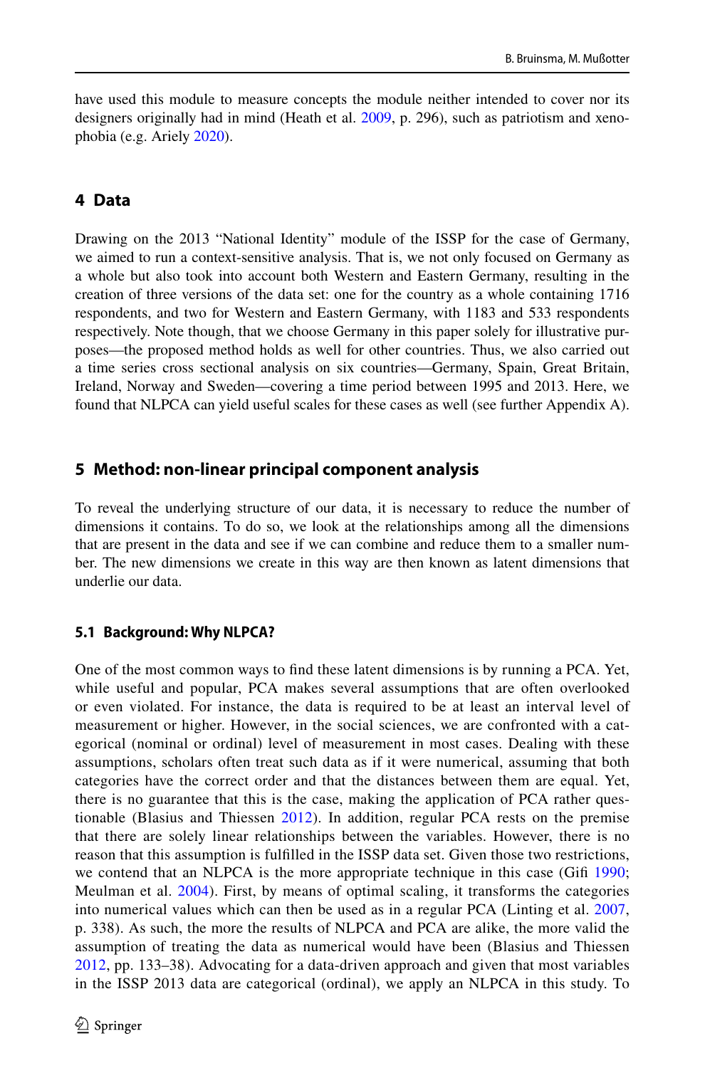have used this module to measure concepts the module neither intended to cover nor its designers originally had in mind (Heath et al. 2009, p. 296), such as patriotism and xenophobia (e.g. Ariely 2020).

## 4 Data

Drawing on the 2013 "National Identity" module of the ISSP for the case of Germany, we aimed to run a context-sensitive analysis. That is, we not only focused on Germany as a whole but also took into account both Western and Eastern Germany, resulting in the creation of three versions of the data set: one for the country as a whole containing 1716 respondents, and two for Western and Eastern Germany, with 1183 and 533 respondents respectively. Note though, that we choose Germany in this paper solely for illustrative purposes—the proposed method holds as well for other countries. Thus, we also carried out a time series cross sectional analysis on six countries—Germany, Spain, Great Britain, Ireland, Norway and Sweden—covering a time period between 1995 and 2013. Here, we found that NLPCA can yield useful scales for these cases as well (see further Appendix A).

## 5 Method: non-linear principal component analysis

To reveal the underlying structure of our data, it is necessary to reduce the number of dimensions it contains. To do so, we look at the relationships among all the dimensions that are present in the data and see if we can combine and reduce them to a smaller number. The new dimensions we create in this way are then known as latent dimensions that underlie our data.

### 5.1 Background: Why NLPCA?

One of the most common ways to find these latent dimensions is by running a PCA. Yet, while useful and popular, PCA makes several assumptions that are often overlooked or even violated. For instance, the data is required to be at least an interval level of measurement or higher. However, in the social sciences, we are confronted with a categorical (nominal or ordinal) level of measurement in most cases. Dealing with these assumptions, scholars often treat such data as if it were numerical, assuming that both categories have the correct order and that the distances between them are equal. Yet, there is no guarantee that this is the case, making the application of PCA rather questionable (Blasius and Thiessen 2012). In addition, regular PCA rests on the premise that there are solely linear relationships between the variables. However, there is no reason that this assumption is fulfilled in the ISSP data set. Given those two restrictions, we contend that an NLPCA is the more appropriate technique in this case (Gifi 1990; Meulman et al. 2004). First, by means of optimal scaling, it transforms the categories into numerical values which can then be used as in a regular PCA (Linting et al. 2007, p. 338). As such, the more the results of NLPCA and PCA are alike, the more valid the assumption of treating the data as numerical would have been (Blasius and Thiessen 2012, pp. 133–38). Advocating for a data-driven approach and given that most variables in the ISSP 2013 data are categorical (ordinal), we apply an NLPCA in this study. To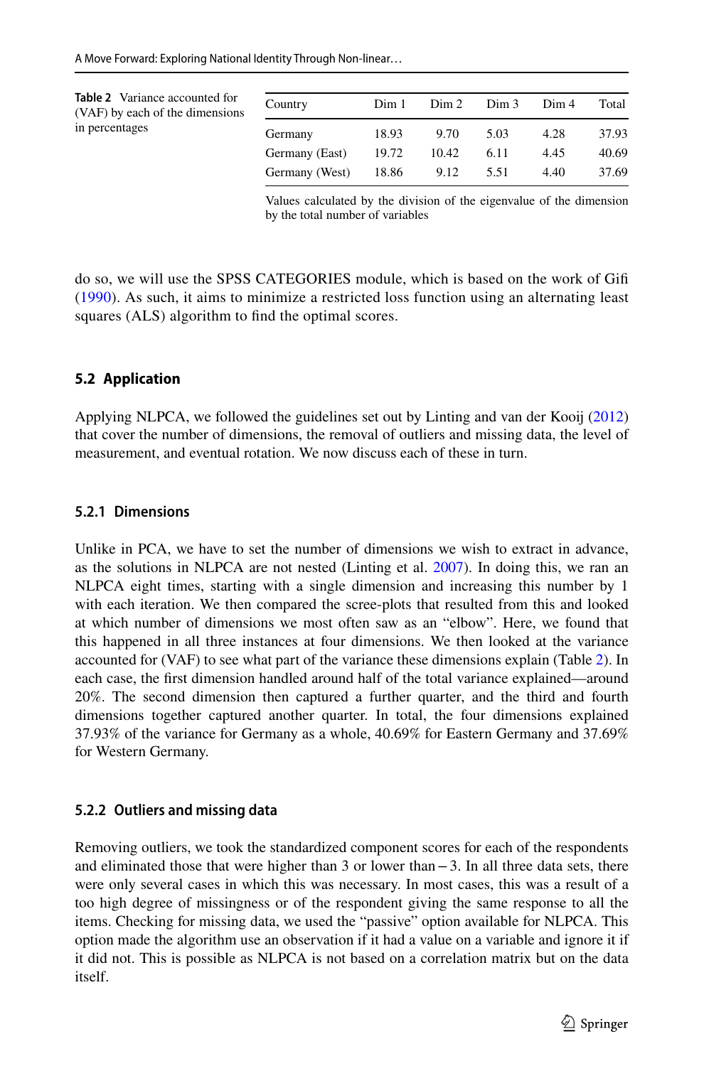**Table 2** Variance accounted for (VAF) by each of the dimensions in percentages

| Country | Dim 1 | Dim 2 | Dim 3 | Dim 4 | Total |
|---|---|---|---|---|---|
| Germany | 18.93 | 9.70 | 5.03 | 4.28 | 37.93 |
| Germany (East) | 19.72 | 10.42 | 6.11 | 4.45 | 40.69 |
| Germany (West) | 18.86 | 9.12 | 5.51 | 4.40 | 37.69 |

Values calculated by the division of the eigenvalue of the dimension by the total number of variables

do so, we will use the SPSS CATEGORIES module, which is based on the work of Gifi (1990). As such, it aims to minimize a restricted loss function using an alternating least squares (ALS) algorithm to find the optimal scores.

## 5.2 Application

Applying NLPCA, we followed the guidelines set out by Linting and van der Kooij (2012) that cover the number of dimensions, the removal of outliers and missing data, the level of measurement, and eventual rotation. We now discuss each of these in turn.

### 5.2.1 Dimensions

Unlike in PCA, we have to set the number of dimensions we wish to extract in advance, as the solutions in NLPCA are not nested (Linting et al. 2007). In doing this, we ran an NLPCA eight times, starting with a single dimension and increasing this number by 1 with each iteration. We then compared the scree-plots that resulted from this and looked at which number of dimensions we most often saw as an "elbow". Here, we found that this happened in all three instances at four dimensions. We then looked at the variance accounted for (VAF) to see what part of the variance these dimensions explain (Table 2). In each case, the first dimension handled around half of the total variance explained—around 20%. The second dimension then captured a further quarter, and the third and fourth dimensions together captured another quarter. In total, the four dimensions explained 37.93% of the variance for Germany as a whole, 40.69% for Eastern Germany and 37.69% for Western Germany.

### 5.2.2 Outliers and missing data

Removing outliers, we took the standardized component scores for each of the respondents and eliminated those that were higher than 3 or lower than −3. In all three data sets, there were only several cases in which this was necessary. In most cases, this was a result of a too high degree of missingness or of the respondent giving the same response to all the items. Checking for missing data, we used the "passive" option available for NLPCA. This option made the algorithm use an observation if it had a value on a variable and ignore it if it did not. This is possible as NLPCA is not based on a correlation matrix but on the data itself.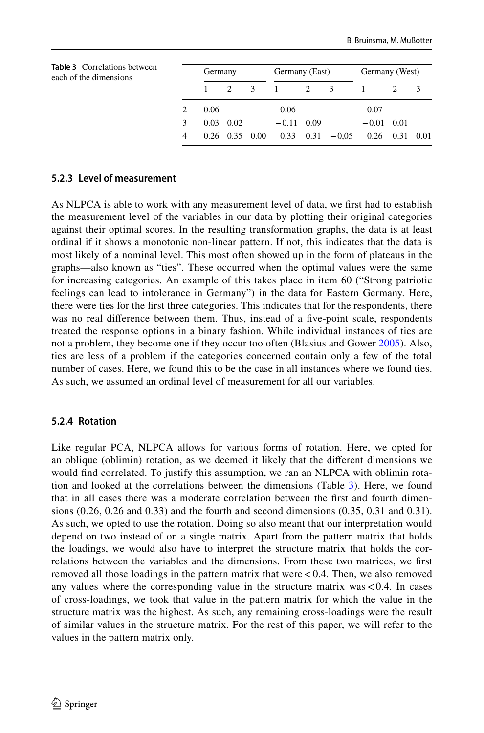**Table 3** Correlations between each of the dimensions

| | Germany | | | Germany (East) | | | Germany (West) | | |
|---|---|---|---|---|---|---|---|---|---|
| | 1 | 2 | 3 | 1 | 2 | 3 | 1 | 2 | 3 |
| 2 | 0.06 | | | 0.06 | | | 0.07 | | |
| 3 | 0.03 | 0.02 | | −0.11 | 0.09 | | −0.01 | 0.01 | |
| 4 | 0.26 | 0.35 | 0.00 | 0.33 | 0.31 | −0,05 | 0.26 | 0.31 | 0.01 |

### 5.2.3 Level of measurement

As NLPCA is able to work with any measurement level of data, we first had to establish the measurement level of the variables in our data by plotting their original categories against their optimal scores. In the resulting transformation graphs, the data is at least ordinal if it shows a monotonic non-linear pattern. If not, this indicates that the data is most likely of a nominal level. This most often showed up in the form of plateaus in the graphs—also known as "ties". These occurred when the optimal values were the same for increasing categories. An example of this takes place in item 60 ("Strong patriotic feelings can lead to intolerance in Germany") in the data for Eastern Germany. Here, there were ties for the first three categories. This indicates that for the respondents, there was no real difference between them. Thus, instead of a five-point scale, respondents treated the response options in a binary fashion. While individual instances of ties are not a problem, they become one if they occur too often (Blasius and Gower 2005). Also, ties are less of a problem if the categories concerned contain only a few of the total number of cases. Here, we found this to be the case in all instances where we found ties. As such, we assumed an ordinal level of measurement for all our variables.

### 5.2.4 Rotation

Like regular PCA, NLPCA allows for various forms of rotation. Here, we opted for an oblique (oblimin) rotation, as we deemed it likely that the different dimensions we would find correlated. To justify this assumption, we ran an NLPCA with oblimin rotation and looked at the correlations between the dimensions (Table 3). Here, we found that in all cases there was a moderate correlation between the first and fourth dimensions (0.26, 0.26 and 0.33) and the fourth and second dimensions (0.35, 0.31 and 0.31). As such, we opted to use the rotation. Doing so also meant that our interpretation would depend on two instead of on a single matrix. Apart from the pattern matrix that holds the loadings, we would also have to interpret the structure matrix that holds the correlations between the variables and the dimensions. From these two matrices, we first removed all those loadings in the pattern matrix that were $< 0.4$. Then, we also removed any values where the corresponding value in the structure matrix was $< 0.4$. In cases of cross-loadings, we took that value in the pattern matrix for which the value in the structure matrix was the highest. As such, any remaining cross-loadings were the result of similar values in the structure matrix. For the rest of this paper, we will refer to the values in the pattern matrix only.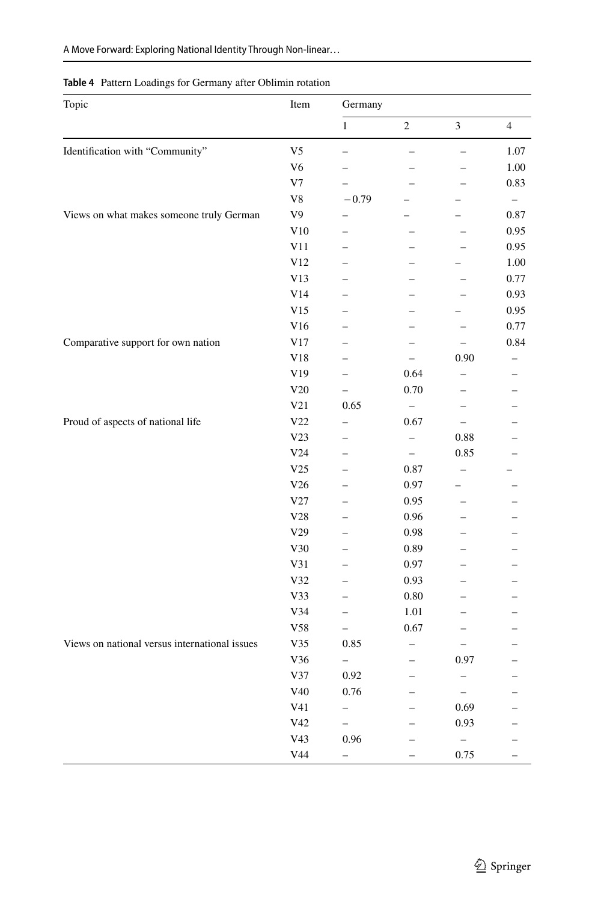**Table 4** Pattern Loadings for Germany after Oblimin rotation

| Topic | Item | Germany | | | |
|---|---|---|---|---|---|
| | | 1 | 2 | 3 | 4 |
| Identification with "Community" | V5 | – | – | – | 1.07 |
| | V6 | – | – | – | 1.00 |
| | V7 | – | – | – | 0.83 |
| | V8 | −0.79 | – | – | – |
| Views on what makes someone truly German | V9 | – | – | – | 0.87 |
| | V10 | – | – | – | 0.95 |
| | V11 | – | – | – | 0.95 |
| | V12 | – | – | – | 1.00 |
| | V13 | – | – | – | 0.77 |
| | V14 | – | – | – | 0.93 |
| | V15 | – | – | – | 0.95 |
| | V16 | – | – | – | 0.77 |
| Comparative support for own nation | V17 | – | – | – | 0.84 |
| | V18 | – | – | 0.90 | – |
| | V19 | – | 0.64 | – | – |
| | V20 | – | 0.70 | – | – |
| | V21 | 0.65 | – | – | – |
| Proud of aspects of national life | V22 | – | 0.67 | – | – |
| | V23 | – | – | 0.88 | – |
| | V24 | – | – | 0.85 | – |
| | V25 | – | 0.87 | – | – |
| | V26 | – | 0.97 | – | – |
| | V27 | – | 0.95 | – | – |
| | V28 | – | 0.96 | – | – |
| | V29 | – | 0.98 | – | – |
| | V30 | – | 0.89 | – | – |
| | V31 | – | 0.97 | – | – |
| | V32 | – | 0.93 | – | – |
| | V33 | – | 0.80 | – | – |
| | V34 | – | 1.01 | – | – |
| | V58 | – | 0.67 | – | – |
| Views on national versus international issues | V35 | 0.85 | – | – | – |
| | V36 | – | – | 0.97 | – |
| | V37 | 0.92 | – | – | – |
| | V40 | 0.76 | – | – | – |
| | V41 | – | – | 0.69 | – |
| | V42 | – | – | 0.93 | – |
| | V43 | 0.96 | – | – | – |
| | V44 | – | – | 0.75 | – |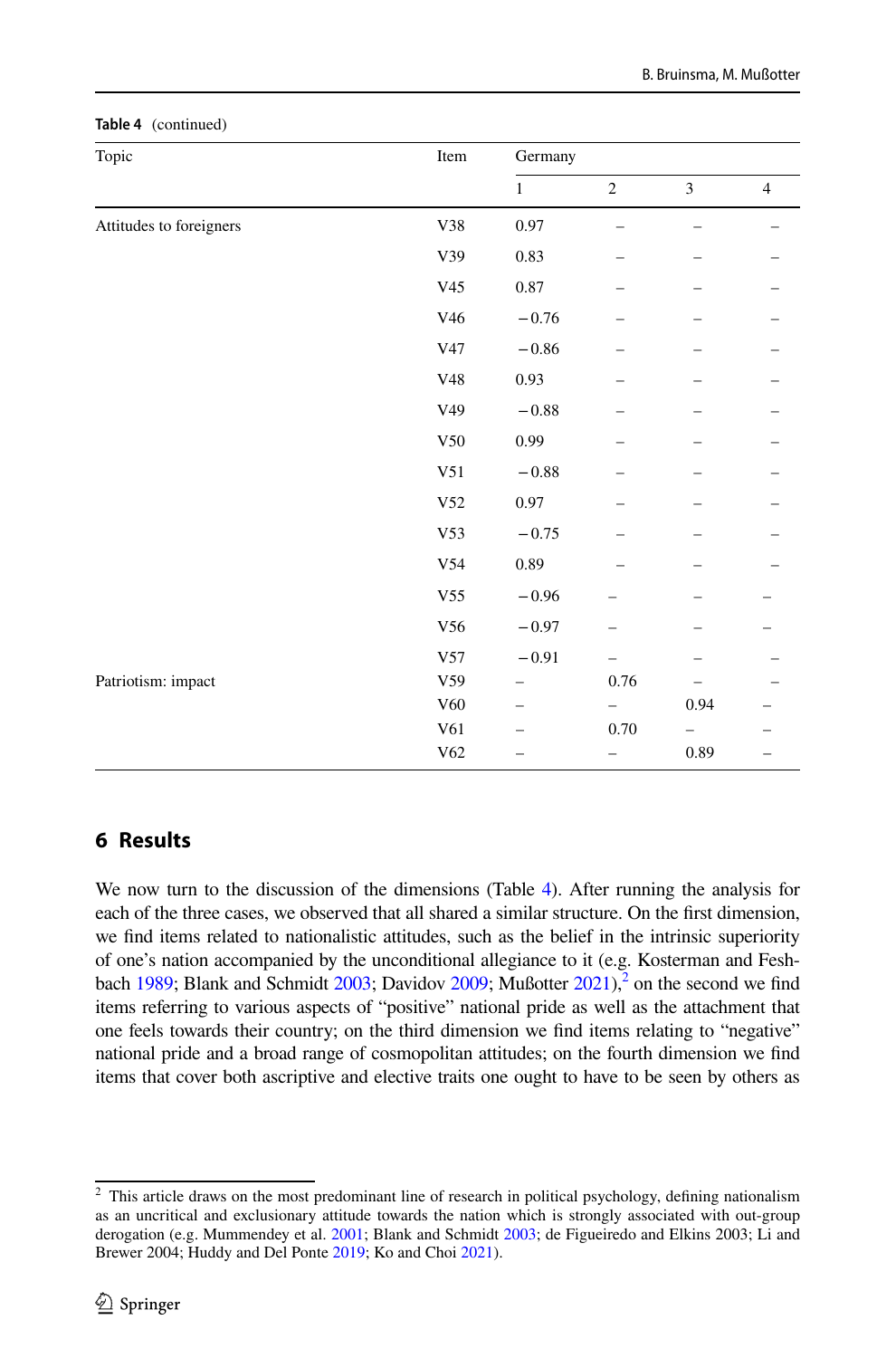**Table 4** (continued)

| Topic | Item | Germany | | | |
|---|---|---|---|---|---|
| | | 1 | 2 | 3 | 4 |
| Attitudes to foreigners | V38 | 0.97 | – | – | – |
| | V39 | 0.83 | – | – | – |
| | V45 | 0.87 | – | – | – |
| | V46 | −0.76 | – | – | – |
| | V47 | −0.86 | – | – | – |
| | V48 | 0.93 | – | – | – |
| | V49 | −0.88 | – | – | – |
| | V50 | 0.99 | – | – | – |
| | V51 | −0.88 | – | – | – |
| | V52 | 0.97 | – | – | – |
| | V53 | −0.75 | – | – | – |
| | V54 | 0.89 | – | – | – |
| | V55 | −0.96 | – | – | – |
| | V56 | −0.97 | – | – | – |
| | V57 | −0.91 | – | – | – |
| Patriotism: impact | V59 | – | 0.76 | – | – |
| | V60 | – | – | 0.94 | – |
| | V61 | – | 0.70 | – | – |
| | V62 | – | – | 0.89 | – |

## 6 Results

We now turn to the discussion of the dimensions (Table 4). After running the analysis for each of the three cases, we observed that all shared a similar structure. On the first dimension, we find items related to nationalistic attitudes, such as the belief in the intrinsic superiority of one's nation accompanied by the unconditional allegiance to it (e.g. Kosterman and Feshbach 1989; Blank and Schmidt 2003; Davidov 2009; Mußotter 2021),[2] on the second we find items referring to various aspects of "positive" national pride as well as the attachment that one feels towards their country; on the third dimension we find items relating to "negative" national pride and a broad range of cosmopolitan attitudes; on the fourth dimension we find items that cover both ascriptive and elective traits one ought to have to be seen by others as

[2] This article draws on the most predominant line of research in political psychology, defining nationalism as an uncritical and exclusionary attitude towards the nation which is strongly associated with out-group derogation (e.g. Mummendey et al. 2001; Blank and Schmidt 2003; de Figueiredo and Elkins 2003; Li and Brewer 2004; Huddy and Del Ponte 2019; Ko and Choi 2021).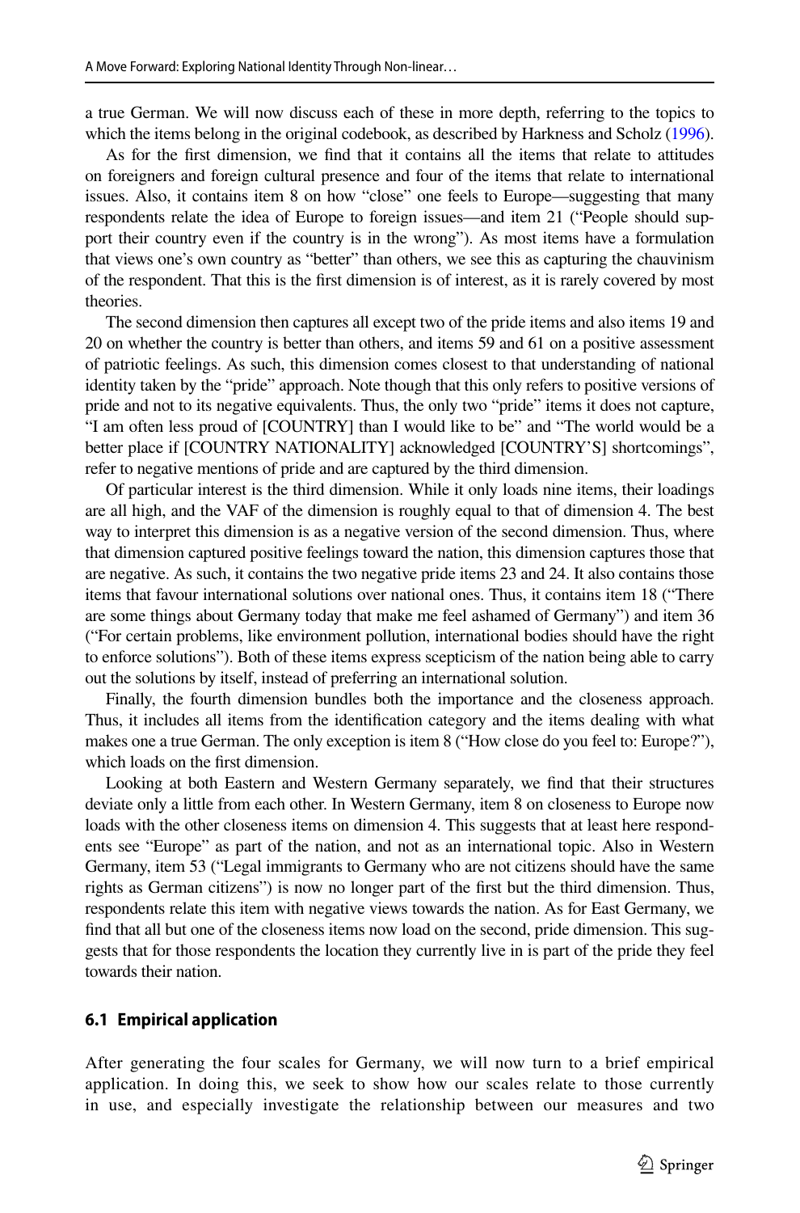a true German. We will now discuss each of these in more depth, referring to the topics to which the items belong in the original codebook, as described by Harkness and Scholz (1996).

As for the first dimension, we find that it contains all the items that relate to attitudes on foreigners and foreign cultural presence and four of the items that relate to international issues. Also, it contains item 8 on how "close" one feels to Europe—suggesting that many respondents relate the idea of Europe to foreign issues—and item 21 ("People should support their country even if the country is in the wrong"). As most items have a formulation that views one's own country as "better" than others, we see this as capturing the chauvinism of the respondent. That this is the first dimension is of interest, as it is rarely covered by most theories.

The second dimension then captures all except two of the pride items and also items 19 and 20 on whether the country is better than others, and items 59 and 61 on a positive assessment of patriotic feelings. As such, this dimension comes closest to that understanding of national identity taken by the "pride" approach. Note though that this only refers to positive versions of pride and not to its negative equivalents. Thus, the only two "pride" items it does not capture, "I am often less proud of [COUNTRY] than I would like to be" and "The world would be a better place if [COUNTRY NATIONALITY] acknowledged [COUNTRY'S] shortcomings", refer to negative mentions of pride and are captured by the third dimension.

Of particular interest is the third dimension. While it only loads nine items, their loadings are all high, and the VAF of the dimension is roughly equal to that of dimension 4. The best way to interpret this dimension is as a negative version of the second dimension. Thus, where that dimension captured positive feelings toward the nation, this dimension captures those that are negative. As such, it contains the two negative pride items 23 and 24. It also contains those items that favour international solutions over national ones. Thus, it contains item 18 ("There are some things about Germany today that make me feel ashamed of Germany") and item 36 ("For certain problems, like environment pollution, international bodies should have the right to enforce solutions"). Both of these items express scepticism of the nation being able to carry out the solutions by itself, instead of preferring an international solution.

Finally, the fourth dimension bundles both the importance and the closeness approach. Thus, it includes all items from the identification category and the items dealing with what makes one a true German. The only exception is item 8 ("How close do you feel to: Europe?"), which loads on the first dimension.

Looking at both Eastern and Western Germany separately, we find that their structures deviate only a little from each other. In Western Germany, item 8 on closeness to Europe now loads with the other closeness items on dimension 4. This suggests that at least here respondents see "Europe" as part of the nation, and not as an international topic. Also in Western Germany, item 53 ("Legal immigrants to Germany who are not citizens should have the same rights as German citizens") is now no longer part of the first but the third dimension. Thus, respondents relate this item with negative views towards the nation. As for East Germany, we find that all but one of the closeness items now load on the second, pride dimension. This suggests that for those respondents the location they currently live in is part of the pride they feel towards their nation.

### 6.1 Empirical application

After generating the four scales for Germany, we will now turn to a brief empirical application. In doing this, we seek to show how our scales relate to those currently in use, and especially investigate the relationship between our measures and two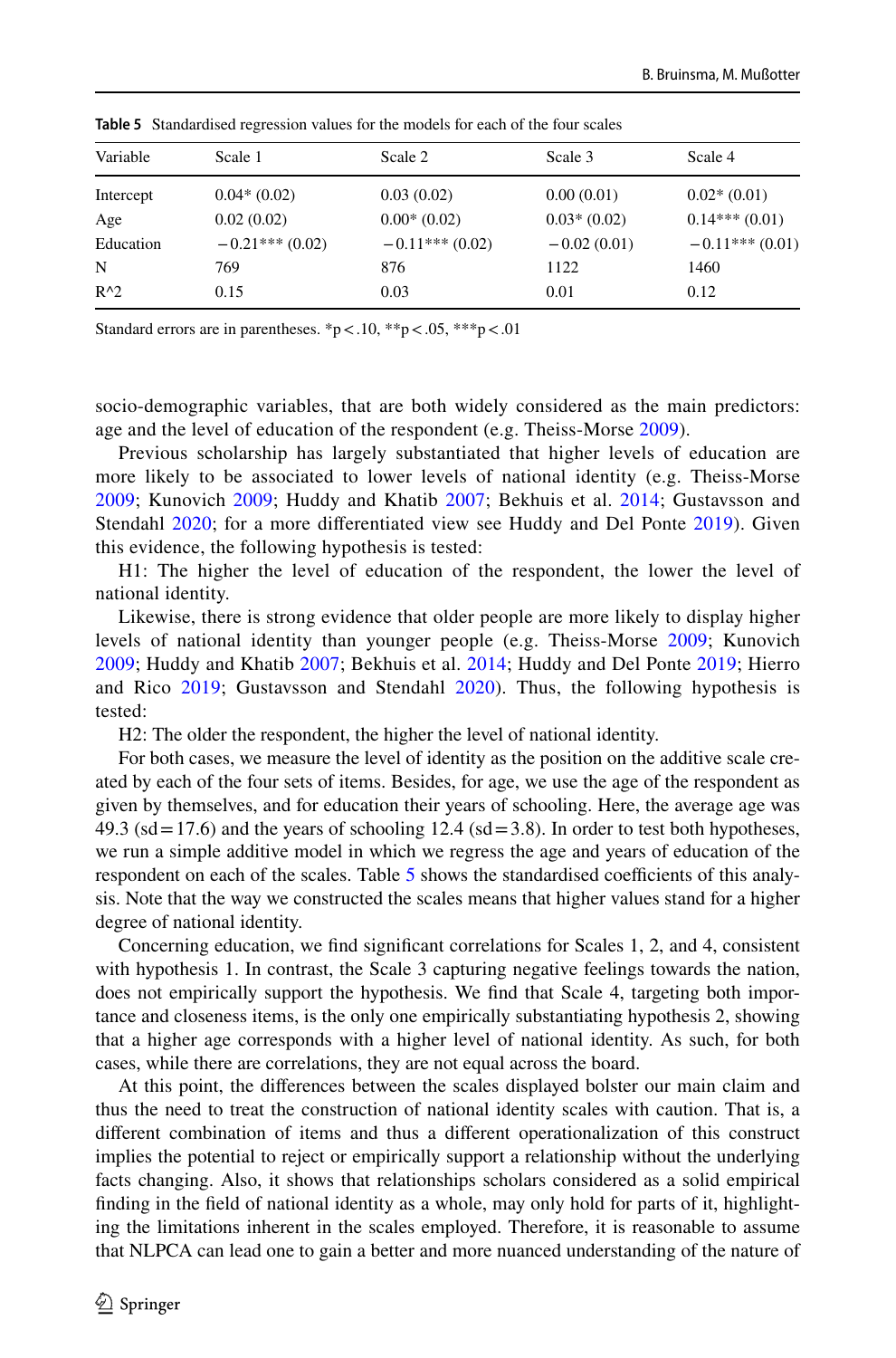**Table 5** Standardised regression values for the models for each of the four scales

| Variable | Scale 1 | Scale 2 | Scale 3 | Scale 4 |
|---|---|---|---|---|
| Intercept | 0.04* (0.02) | 0.03 (0.02) | 0.00 (0.01) | 0.02* (0.01) |
| Age | 0.02 (0.02) | 0.00* (0.02) | 0.03* (0.02) | 0.14*** (0.01) |
| Education | −0.21*** (0.02) | −0.11*** (0.02) | −0.02 (0.01) | −0.11*** (0.01) |
| N | 769 | 876 | 1122 | 1460 |
| R^2 | 0.15 | 0.03 | 0.01 | 0.12 |

Standard errors are in parentheses. *p < .10, **p < .05, ***p < .01

socio-demographic variables, that are both widely considered as the main predictors: age and the level of education of the respondent (e.g. Theiss-Morse 2009).

Previous scholarship has largely substantiated that higher levels of education are more likely to be associated to lower levels of national identity (e.g. Theiss-Morse 2009; Kunovich 2009; Huddy and Khatib 2007; Bekhuis et al. 2014; Gustavsson and Stendahl 2020; for a more differentiated view see Huddy and Del Ponte 2019). Given this evidence, the following hypothesis is tested:

H1: The higher the level of education of the respondent, the lower the level of national identity.

Likewise, there is strong evidence that older people are more likely to display higher levels of national identity than younger people (e.g. Theiss-Morse 2009; Kunovich 2009; Huddy and Khatib 2007; Bekhuis et al. 2014; Huddy and Del Ponte 2019; Hierro and Rico 2019; Gustavsson and Stendahl 2020). Thus, the following hypothesis is tested:

H2: The older the respondent, the higher the level of national identity.

For both cases, we measure the level of identity as the position on the additive scale created by each of the four sets of items. Besides, for age, we use the age of the respondent as given by themselves, and for education their years of schooling. Here, the average age was 49.3 (sd = 17.6) and the years of schooling 12.4 (sd = 3.8). In order to test both hypotheses, we run a simple additive model in which we regress the age and years of education of the respondent on each of the scales. Table 5 shows the standardised coefficients of this analysis. Note that the way we constructed the scales means that higher values stand for a higher degree of national identity.

Concerning education, we find significant correlations for Scales 1, 2, and 4, consistent with hypothesis 1. In contrast, the Scale 3 capturing negative feelings towards the nation, does not empirically support the hypothesis. We find that Scale 4, targeting both importance and closeness items, is the only one empirically substantiating hypothesis 2, showing that a higher age corresponds with a higher level of national identity. As such, for both cases, while there are correlations, they are not equal across the board.

At this point, the differences between the scales displayed bolster our main claim and thus the need to treat the construction of national identity scales with caution. That is, a different combination of items and thus a different operationalization of this construct implies the potential to reject or empirically support a relationship without the underlying facts changing. Also, it shows that relationships scholars considered as a solid empirical finding in the field of national identity as a whole, may only hold for parts of it, highlighting the limitations inherent in the scales employed. Therefore, it is reasonable to assume that NLPCA can lead one to gain a better and more nuanced understanding of the nature of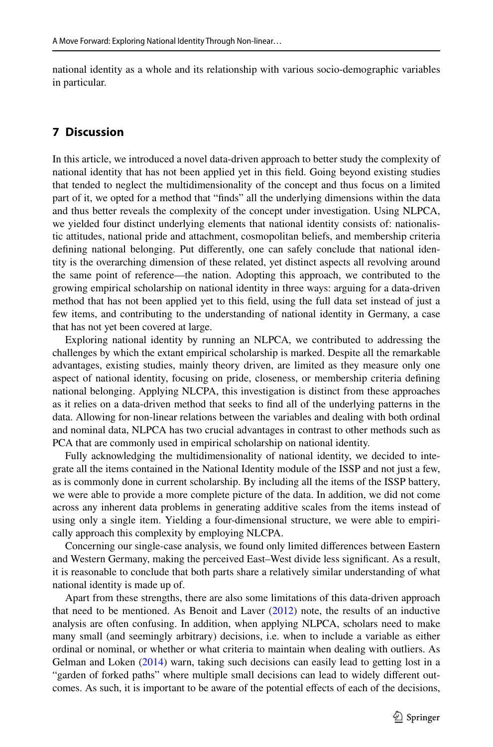national identity as a whole and its relationship with various socio-demographic variables in particular.

## 7 Discussion

In this article, we introduced a novel data-driven approach to better study the complexity of national identity that has not been applied yet in this field. Going beyond existing studies that tended to neglect the multidimensionality of the concept and thus focus on a limited part of it, we opted for a method that "finds" all the underlying dimensions within the data and thus better reveals the complexity of the concept under investigation. Using NLPCA, we yielded four distinct underlying elements that national identity consists of: nationalistic attitudes, national pride and attachment, cosmopolitan beliefs, and membership criteria defining national belonging. Put differently, one can safely conclude that national identity is the overarching dimension of these related, yet distinct aspects all revolving around the same point of reference—the nation. Adopting this approach, we contributed to the growing empirical scholarship on national identity in three ways: arguing for a data-driven method that has not been applied yet to this field, using the full data set instead of just a few items, and contributing to the understanding of national identity in Germany, a case that has not yet been covered at large.

Exploring national identity by running an NLPCA, we contributed to addressing the challenges by which the extant empirical scholarship is marked. Despite all the remarkable advantages, existing studies, mainly theory driven, are limited as they measure only one aspect of national identity, focusing on pride, closeness, or membership criteria defining national belonging. Applying NLCPA, this investigation is distinct from these approaches as it relies on a data-driven method that seeks to find all of the underlying patterns in the data. Allowing for non-linear relations between the variables and dealing with both ordinal and nominal data, NLPCA has two crucial advantages in contrast to other methods such as PCA that are commonly used in empirical scholarship on national identity.

Fully acknowledging the multidimensionality of national identity, we decided to integrate all the items contained in the National Identity module of the ISSP and not just a few, as is commonly done in current scholarship. By including all the items of the ISSP battery, we were able to provide a more complete picture of the data. In addition, we did not come across any inherent data problems in generating additive scales from the items instead of using only a single item. Yielding a four-dimensional structure, we were able to empirically approach this complexity by employing NLCPA.

Concerning our single-case analysis, we found only limited differences between Eastern and Western Germany, making the perceived East–West divide less significant. As a result, it is reasonable to conclude that both parts share a relatively similar understanding of what national identity is made up of.

Apart from these strengths, there are also some limitations of this data-driven approach that need to be mentioned. As Benoit and Laver (2012) note, the results of an inductive analysis are often confusing. In addition, when applying NLPCA, scholars need to make many small (and seemingly arbitrary) decisions, i.e. when to include a variable as either ordinal or nominal, or whether or what criteria to maintain when dealing with outliers. As Gelman and Loken (2014) warn, taking such decisions can easily lead to getting lost in a "garden of forked paths" where multiple small decisions can lead to widely different outcomes. As such, it is important to be aware of the potential effects of each of the decisions,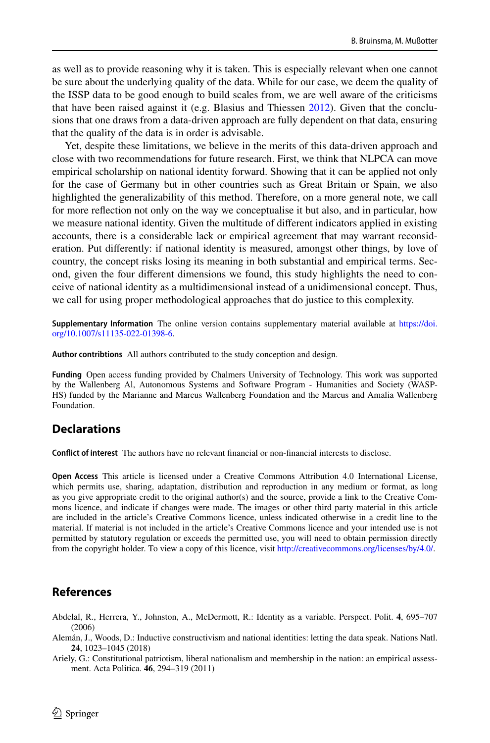as well as to provide reasoning why it is taken. This is especially relevant when one cannot be sure about the underlying quality of the data. While for our case, we deem the quality of the ISSP data to be good enough to build scales from, we are well aware of the criticisms that have been raised against it (e.g. Blasius and Thiessen 2012). Given that the conclusions that one draws from a data-driven approach are fully dependent on that data, ensuring that the quality of the data is in order is advisable.

Yet, despite these limitations, we believe in the merits of this data-driven approach and close with two recommendations for future research. First, we think that NLPCA can move empirical scholarship on national identity forward. Showing that it can be applied not only for the case of Germany but in other countries such as Great Britain or Spain, we also highlighted the generalizability of this method. Therefore, on a more general note, we call for more reflection not only on the way we conceptualise it but also, and in particular, how we measure national identity. Given the multitude of different indicators applied in existing accounts, there is a considerable lack or empirical agreement that may warrant reconsideration. Put differently: if national identity is measured, amongst other things, by love of country, the concept risks losing its meaning in both substantial and empirical terms. Second, given the four different dimensions we found, this study highlights the need to conceive of national identity as a multidimensional instead of a unidimensional concept. Thus, we call for using proper methodological approaches that do justice to this complexity.

**Supplementary Information** The online version contains supplementary material available at https://doi.org/10.1007/s11135-022-01398-6.

**Author contribtions** All authors contributed to the study conception and design.

**Funding** Open access funding provided by Chalmers University of Technology. This work was supported by the Wallenberg Al, Autonomous Systems and Software Program - Humanities and Society (WASP-HS) funded by the Marianne and Marcus Wallenberg Foundation and the Marcus and Amalia Wallenberg Foundation.

## Declarations

**Conflict of interest** The authors have no relevant financial or non-financial interests to disclose.

**Open Access** This article is licensed under a Creative Commons Attribution 4.0 International License, which permits use, sharing, adaptation, distribution and reproduction in any medium or format, as long as you give appropriate credit to the original author(s) and the source, provide a link to the Creative Commons licence, and indicate if changes were made. The images or other third party material in this article are included in the article's Creative Commons licence, unless indicated otherwise in a credit line to the material. If material is not included in the article's Creative Commons licence and your intended use is not permitted by statutory regulation or exceeds the permitted use, you will need to obtain permission directly from the copyright holder. To view a copy of this licence, visit http://creativecommons.org/licenses/by/4.0/.

## References

Abdelal, R., Herrera, Y., Johnston, A., McDermott, R.: Identity as a variable. Perspect. Polit. **4**, 695–707 (2006)

Alemán, J., Woods, D.: Inductive constructivism and national identities: letting the data speak. Nations Natl. **24**, 1023–1045 (2018)

Ariely, G.: Constitutional patriotism, liberal nationalism and membership in the nation: an empirical assessment. Acta Politica. **46**, 294–319 (2011)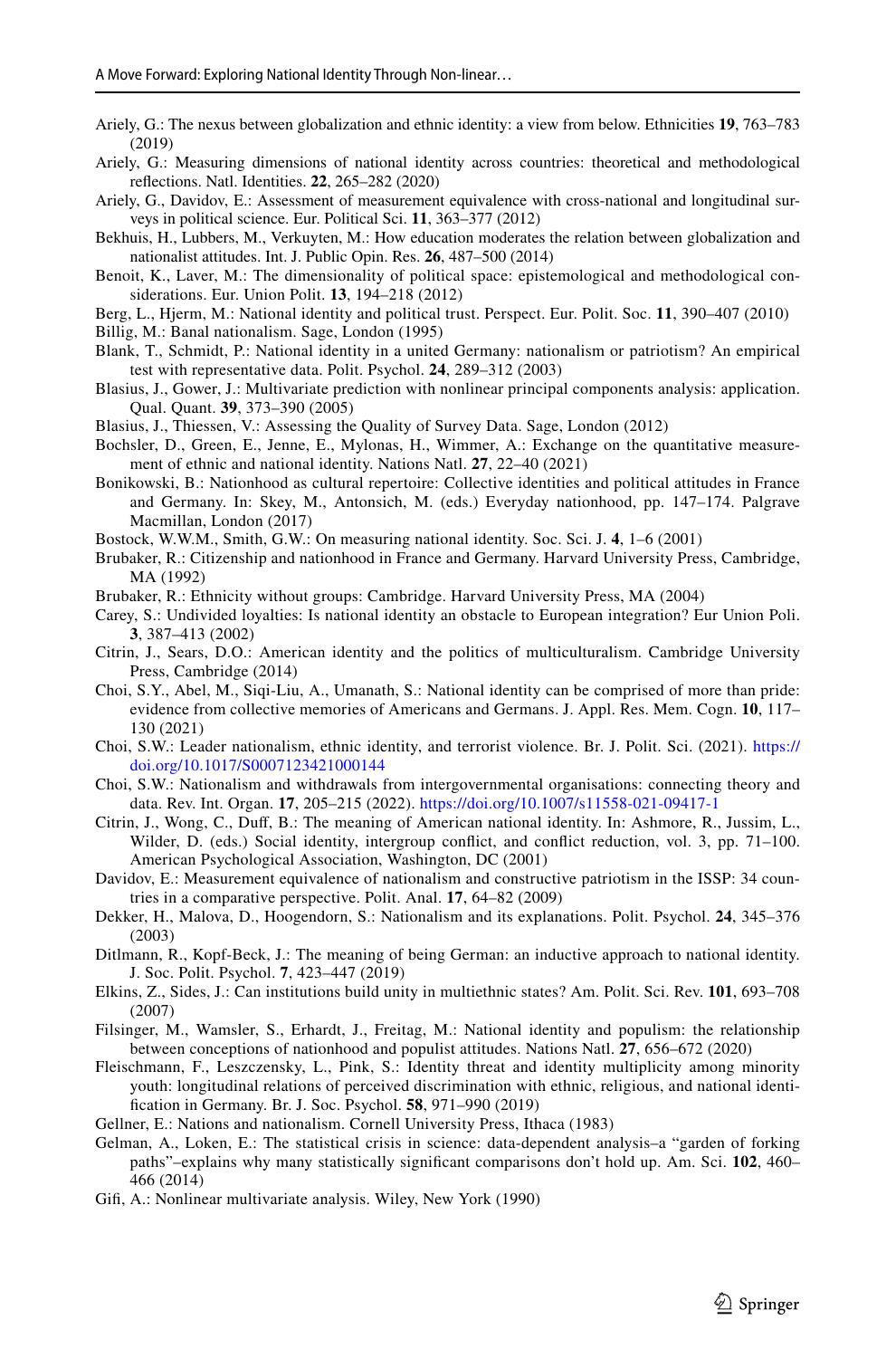Ariely, G.: The nexus between globalization and ethnic identity: a view from below. Ethnicities **19**, 763–783 (2019)

Ariely, G.: Measuring dimensions of national identity across countries: theoretical and methodological reflections. Natl. Identities. **22**, 265–282 (2020)

Ariely, G., Davidov, E.: Assessment of measurement equivalence with cross-national and longitudinal surveys in political science. Eur. Political Sci. **11**, 363–377 (2012)

Bekhuis, H., Lubbers, M., Verkuyten, M.: How education moderates the relation between globalization and nationalist attitudes. Int. J. Public Opin. Res. **26**, 487–500 (2014)

Benoit, K., Laver, M.: The dimensionality of political space: epistemological and methodological considerations. Eur. Union Polit. **13**, 194–218 (2012)

Berg, L., Hjerm, M.: National identity and political trust. Perspect. Eur. Polit. Soc. **11**, 390–407 (2010)

Billig, M.: Banal nationalism. Sage, London (1995)

Blank, T., Schmidt, P.: National identity in a united Germany: nationalism or patriotism? An empirical test with representative data. Polit. Psychol. **24**, 289–312 (2003)

Blasius, J., Gower, J.: Multivariate prediction with nonlinear principal components analysis: application. Qual. Quant. **39**, 373–390 (2005)

Blasius, J., Thiessen, V.: Assessing the Quality of Survey Data. Sage, London (2012)

Bochsler, D., Green, E., Jenne, E., Mylonas, H., Wimmer, A.: Exchange on the quantitative measurement of ethnic and national identity. Nations Natl. **27**, 22–40 (2021)

Bonikowski, B.: Nationhood as cultural repertoire: Collective identities and political attitudes in France and Germany. In: Skey, M., Antonsich, M. (eds.) Everyday nationhood, pp. 147–174. Palgrave Macmillan, London (2017)

Bostock, W.W.M., Smith, G.W.: On measuring national identity. Soc. Sci. J. **4**, 1–6 (2001)

Brubaker, R.: Citizenship and nationhood in France and Germany. Harvard University Press, Cambridge, MA (1992)

Brubaker, R.: Ethnicity without groups: Cambridge. Harvard University Press, MA (2004)

Carey, S.: Undivided loyalties: Is national identity an obstacle to European integration? Eur Union Poli. **3**, 387–413 (2002)

Citrin, J., Sears, D.O.: American identity and the politics of multiculturalism. Cambridge University Press, Cambridge (2014)

Choi, S.Y., Abel, M., Siqi-Liu, A., Umanath, S.: National identity can be comprised of more than pride: evidence from collective memories of Americans and Germans. J. Appl. Res. Mem. Cogn. **10**, 117–130 (2021)

Choi, S.W.: Leader nationalism, ethnic identity, and terrorist violence. Br. J. Polit. Sci. (2021). https://doi.org/10.1017/S0007123421000144

Choi, S.W.: Nationalism and withdrawals from intergovernmental organisations: connecting theory and data. Rev. Int. Organ. **17**, 205–215 (2022). https://doi.org/10.1007/s11558-021-09417-1

Citrin, J., Wong, C., Duff, B.: The meaning of American national identity. In: Ashmore, R., Jussim, L., Wilder, D. (eds.) Social identity, intergroup conflict, and conflict reduction, vol. 3, pp. 71–100. American Psychological Association, Washington, DC (2001)

Davidov, E.: Measurement equivalence of nationalism and constructive patriotism in the ISSP: 34 countries in a comparative perspective. Polit. Anal. **17**, 64–82 (2009)

Dekker, H., Malova, D., Hoogendorn, S.: Nationalism and its explanations. Polit. Psychol. **24**, 345–376 (2003)

Ditlmann, R., Kopf-Beck, J.: The meaning of being German: an inductive approach to national identity. J. Soc. Polit. Psychol. **7**, 423–447 (2019)

Elkins, Z., Sides, J.: Can institutions build unity in multiethnic states? Am. Polit. Sci. Rev. **101**, 693–708 (2007)

Filsinger, M., Wamsler, S., Erhardt, J., Freitag, M.: National identity and populism: the relationship between conceptions of nationhood and populist attitudes. Nations Natl. **27**, 656–672 (2020)

Fleischmann, F., Leszczensky, L., Pink, S.: Identity threat and identity multiplicity among minority youth: longitudinal relations of perceived discrimination with ethnic, religious, and national identification in Germany. Br. J. Soc. Psychol. **58**, 971–990 (2019)

Gellner, E.: Nations and nationalism. Cornell University Press, Ithaca (1983)

Gelman, A., Loken, E.: The statistical crisis in science: data-dependent analysis–a "garden of forking paths"–explains why many statistically significant comparisons don't hold up. Am. Sci. **102**, 460–466 (2014)

Gifi, A.: Nonlinear multivariate analysis. Wiley, New York (1990)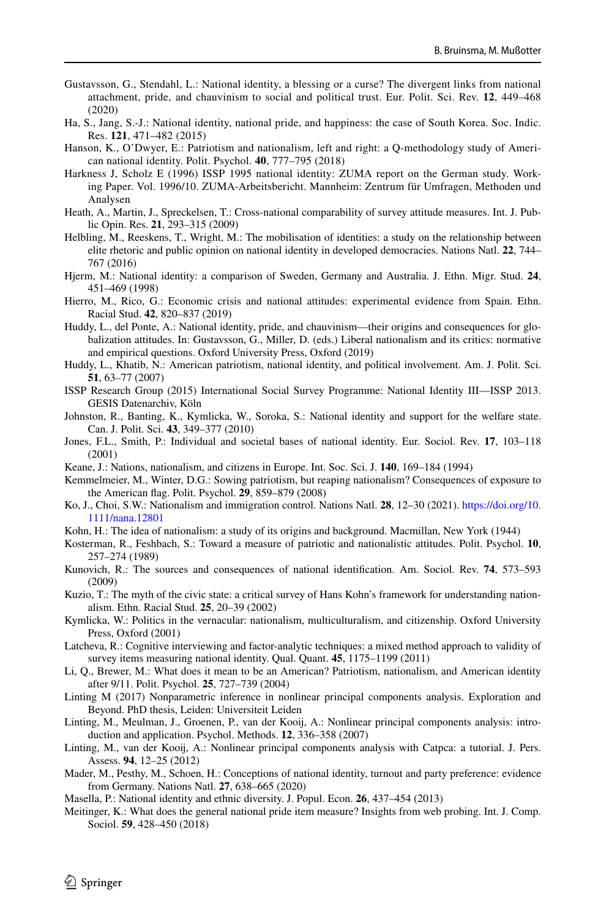Gustavsson, G., Stendahl, L.: National identity, a blessing or a curse? The divergent links from national attachment, pride, and chauvinism to social and political trust. Eur. Polit. Sci. Rev. **12**, 449–468 (2020)

Ha, S., Jang, S.-J.: National identity, national pride, and happiness: the case of South Korea. Soc. Indic. Res. **121**, 471–482 (2015)

Hanson, K., O'Dwyer, E.: Patriotism and nationalism, left and right: a Q-methodology study of American national identity. Polit. Psychol. **40**, 777–795 (2018)

Harkness J, Scholz E (1996) ISSP 1995 national identity: ZUMA report on the German study. Working Paper. Vol. 1996/10. ZUMA-Arbeitsbericht. Mannheim: Zentrum für Umfragen, Methoden und Analysen

Heath, A., Martin, J., Spreckelsen, T.: Cross-national comparability of survey attitude measures. Int. J. Public Opin. Res. **21**, 293–315 (2009)

Helbling, M., Reeskens, T., Wright, M.: The mobilisation of identities: a study on the relationship between elite rhetoric and public opinion on national identity in developed democracies. Nations Natl. **22**, 744–767 (2016)

Hjerm, M.: National identity: a comparison of Sweden, Germany and Australia. J. Ethn. Migr. Stud. **24**, 451–469 (1998)

Hierro, M., Rico, G.: Economic crisis and national attitudes: experimental evidence from Spain. Ethn. Racial Stud. **42**, 820–837 (2019)

Huddy, L., del Ponte, A.: National identity, pride, and chauvinism—their origins and consequences for globalization attitudes. In: Gustavsson, G., Miller, D. (eds.) Liberal nationalism and its critics: normative and empirical questions. Oxford University Press, Oxford (2019)

Huddy, L., Khatib, N.: American patriotism, national identity, and political involvement. Am. J. Polit. Sci. **51**, 63–77 (2007)

ISSP Research Group (2015) International Social Survey Programme: National Identity III—ISSP 2013. GESIS Datenarchiv, Köln

Johnston, R., Banting, K., Kymlicka, W., Soroka, S.: National identity and support for the welfare state. Can. J. Polit. Sci. **43**, 349–377 (2010)

Jones, F.L., Smith, P.: Individual and societal bases of national identity. Eur. Sociol. Rev. **17**, 103–118 (2001)

Keane, J.: Nations, nationalism, and citizens in Europe. Int. Soc. Sci. J. **140**, 169–184 (1994)

Kemmelmeier, M., Winter, D.G.: Sowing patriotism, but reaping nationalism? Consequences of exposure to the American flag. Polit. Psychol. **29**, 859–879 (2008)

Ko, J., Choi, S.W.: Nationalism and immigration control. Nations Natl. **28**, 12–30 (2021). https://doi.org/10.1111/nana.12801

Kohn, H.: The idea of nationalism: a study of its origins and background. Macmillan, New York (1944)

Kosterman, R., Feshbach, S.: Toward a measure of patriotic and nationalistic attitudes. Polit. Psychol. **10**, 257–274 (1989)

Kunovich, R.: The sources and consequences of national identification. Am. Sociol. Rev. **74**, 573–593 (2009)

Kuzio, T.: The myth of the civic state: a critical survey of Hans Kohn's framework for understanding nationalism. Ethn. Racial Stud. **25**, 20–39 (2002)

Kymlicka, W.: Politics in the vernacular: nationalism, multiculturalism, and citizenship. Oxford University Press, Oxford (2001)

Latcheva, R.: Cognitive interviewing and factor-analytic techniques: a mixed method approach to validity of survey items measuring national identity. Qual. Quant. **45**, 1175–1199 (2011)

Li, Q., Brewer, M.: What does it mean to be an American? Patriotism, nationalism, and American identity after 9/11. Polit. Psychol. **25**, 727–739 (2004)

Linting M (2017) Nonparametric inference in nonlinear principal components analysis. Exploration and Beyond. PhD thesis, Leiden: Universiteit Leiden

Linting, M., Meulman, J., Groenen, P., van der Kooij, A.: Nonlinear principal components analysis: introduction and application. Psychol. Methods. **12**, 336–358 (2007)

Linting, M., van der Kooij, A.: Nonlinear principal components analysis with Catpca: a tutorial. J. Pers. Assess. **94**, 12–25 (2012)

Mader, M., Pesthy, M., Schoen, H.: Conceptions of national identity, turnout and party preference: evidence from Germany. Nations Natl. **27**, 638–665 (2020)

Masella, P.: National identity and ethnic diversity. J. Popul. Econ. **26**, 437–454 (2013)

Meitinger, K.: What does the general national pride item measure? Insights from web probing. Int. J. Comp. Sociol. **59**, 428–450 (2018)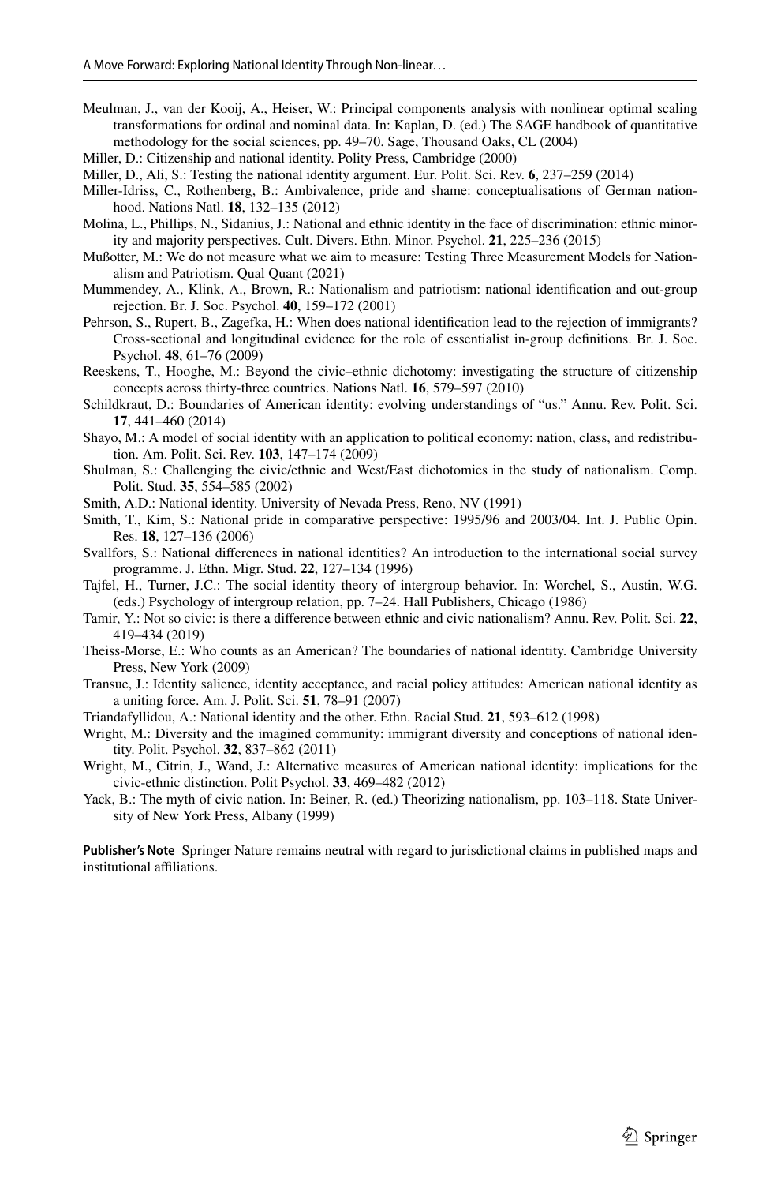Meulman, J., van der Kooij, A., Heiser, W.: Principal components analysis with nonlinear optimal scaling transformations for ordinal and nominal data. In: Kaplan, D. (ed.) The SAGE handbook of quantitative methodology for the social sciences, pp. 49–70. Sage, Thousand Oaks, CL (2004)

Miller, D.: Citizenship and national identity. Polity Press, Cambridge (2000)

Miller, D., Ali, S.: Testing the national identity argument. Eur. Polit. Sci. Rev. **6**, 237–259 (2014)

Miller-Idriss, C., Rothenberg, B.: Ambivalence, pride and shame: conceptualisations of German nationhood. Nations Natl. **18**, 132–135 (2012)

Molina, L., Phillips, N., Sidanius, J.: National and ethnic identity in the face of discrimination: ethnic minority and majority perspectives. Cult. Divers. Ethn. Minor. Psychol. **21**, 225–236 (2015)

Mußotter, M.: We do not measure what we aim to measure: Testing Three Measurement Models for Nationalism and Patriotism. Qual Quant (2021)

Mummendey, A., Klink, A., Brown, R.: Nationalism and patriotism: national identification and out-group rejection. Br. J. Soc. Psychol. **40**, 159–172 (2001)

Pehrson, S., Rupert, B., Zagefka, H.: When does national identification lead to the rejection of immigrants? Cross-sectional and longitudinal evidence for the role of essentialist in-group definitions. Br. J. Soc. Psychol. **48**, 61–76 (2009)

Reeskens, T., Hooghe, M.: Beyond the civic–ethnic dichotomy: investigating the structure of citizenship concepts across thirty-three countries. Nations Natl. **16**, 579–597 (2010)

Schildkraut, D.: Boundaries of American identity: evolving understandings of "us." Annu. Rev. Polit. Sci. **17**, 441–460 (2014)

Shayo, M.: A model of social identity with an application to political economy: nation, class, and redistribution. Am. Polit. Sci. Rev. **103**, 147–174 (2009)

Shulman, S.: Challenging the civic/ethnic and West/East dichotomies in the study of nationalism. Comp. Polit. Stud. **35**, 554–585 (2002)

Smith, A.D.: National identity. University of Nevada Press, Reno, NV (1991)

Smith, T., Kim, S.: National pride in comparative perspective: 1995/96 and 2003/04. Int. J. Public Opin. Res. **18**, 127–136 (2006)

Svallfors, S.: National differences in national identities? An introduction to the international social survey programme. J. Ethn. Migr. Stud. **22**, 127–134 (1996)

Tajfel, H., Turner, J.C.: The social identity theory of intergroup behavior. In: Worchel, S., Austin, W.G. (eds.) Psychology of intergroup relation, pp. 7–24. Hall Publishers, Chicago (1986)

Tamir, Y.: Not so civic: is there a difference between ethnic and civic nationalism? Annu. Rev. Polit. Sci. **22**, 419–434 (2019)

Theiss-Morse, E.: Who counts as an American? The boundaries of national identity. Cambridge University Press, New York (2009)

Transue, J.: Identity salience, identity acceptance, and racial policy attitudes: American national identity as a uniting force. Am. J. Polit. Sci. **51**, 78–91 (2007)

Triandafyllidou, A.: National identity and the other. Ethn. Racial Stud. **21**, 593–612 (1998)

Wright, M.: Diversity and the imagined community: immigrant diversity and conceptions of national identity. Polit. Psychol. **32**, 837–862 (2011)

Wright, M., Citrin, J., Wand, J.: Alternative measures of American national identity: implications for the civic-ethnic distinction. Polit Psychol. **33**, 469–482 (2012)

Yack, B.: The myth of civic nation. In: Beiner, R. (ed.) Theorizing nationalism, pp. 103–118. State University of New York Press, Albany (1999)

**Publisher's Note** Springer Nature remains neutral with regard to jurisdictional claims in published maps and institutional affiliations.